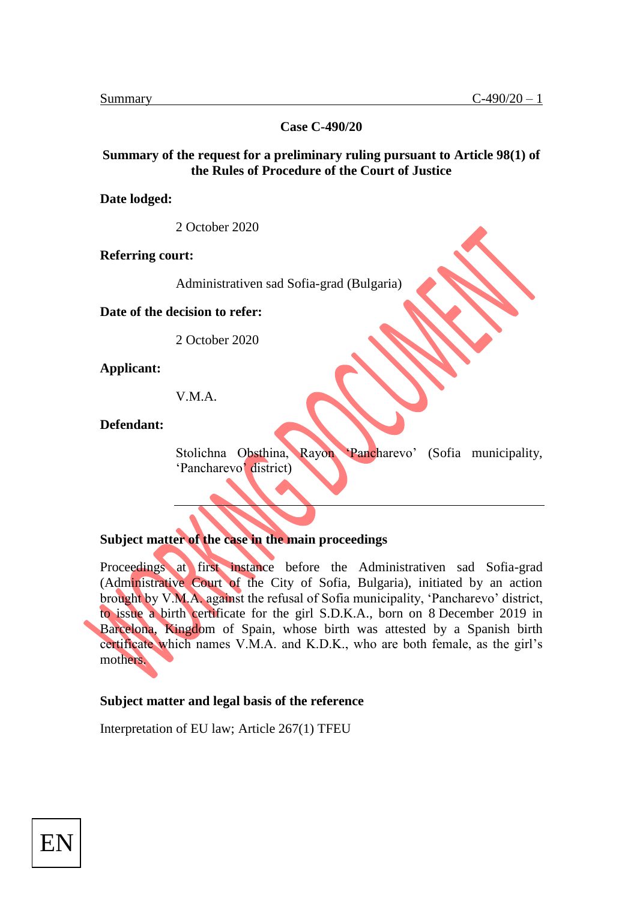**Case C-490/20**

**Summary of the request for a preliminary ruling pursuant to Article 98(1) of the Rules of Procedure of the Court of Justice**

**Date lodged:**

2 October 2020

**Referring court:**

Administrativen sad Sofia-grad (Bulgaria)

**Date of the decision to refer:**

2 October 2020

**Applicant:**

V.M.A.

**Defendant:**

Stolichna Obsthina, Rayon 'Pancharevo' (Sofia municipality, 'Pancharevo' district)

---

**Subject matter of the case in the main proceedings**

Proceedings at first instance before the Administrativen sad Sofia-grad (Administrative Court of the City of Sofia, Bulgaria), initiated by an action brought by V.M.A. against the refusal of Sofia municipality, 'Pancharevo' district, to issue a birth certificate for the girl S.D.K.A., born on 8 December 2019 in Barcelona, Kingdom of Spain, whose birth was attested by a Spanish birth certificate which names V.M.A. and K.D.K., who are both female, as the girl's mothers.

**Subject matter and legal basis of the reference**

Interpretation of EU law; Article 267(1) TFEU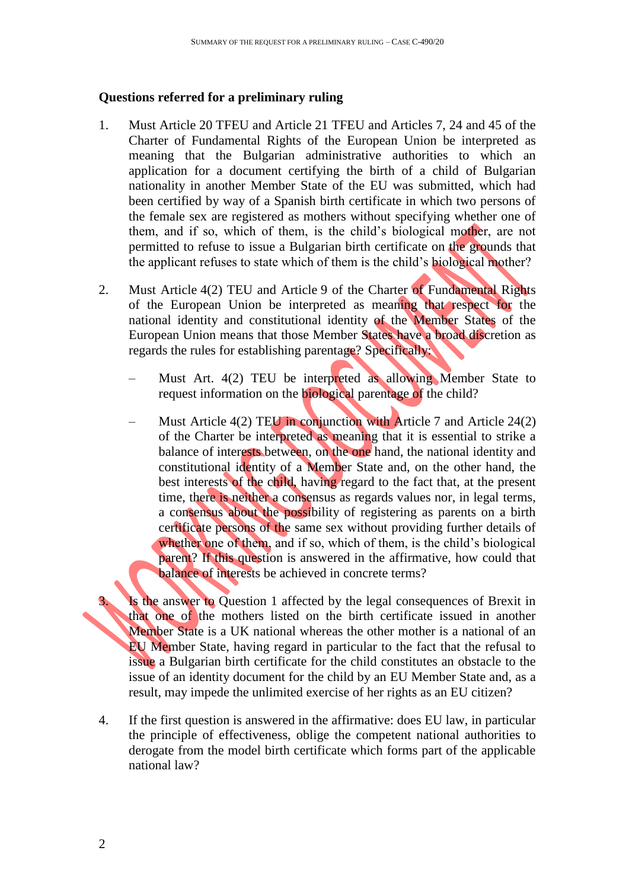**Questions referred for a preliminary ruling**

1. Must Article 20 TFEU and Article 21 TFEU and Articles 7, 24 and 45 of the Charter of Fundamental Rights of the European Union be interpreted as meaning that the Bulgarian administrative authorities to which an application for a document certifying the birth of a child of Bulgarian nationality in another Member State of the EU was submitted, which had been certified by way of a Spanish birth certificate in which two persons of the female sex are registered as mothers without specifying whether one of them, and if so, which of them, is the child's biological mother, are not permitted to refuse to issue a Bulgarian birth certificate on the grounds that the applicant refuses to state which of them is the child's biological mother?

2. Must Article 4(2) TEU and Article 9 of the Charter of Fundamental Rights of the European Union be interpreted as meaning that respect for the national identity and constitutional identity of the Member States of the European Union means that those Member States have a broad discretion as regards the rules for establishing parentage? Specifically:

   – Must Art. 4(2) TEU be interpreted as allowing Member State to request information on the biological parentage of the child?

   – Must Article 4(2) TEU in conjunction with Article 7 and Article 24(2) of the Charter be interpreted as meaning that it is essential to strike a balance of interests between, on the one hand, the national identity and constitutional identity of a Member State and, on the other hand, the best interests of the child, having regard to the fact that, at the present time, there is neither a consensus as regards values nor, in legal terms, a consensus about the possibility of registering as parents on a birth certificate persons of the same sex without providing further details of whether one of them, and if so, which of them, is the child's biological parent? If this question is answered in the affirmative, how could that balance of interests be achieved in concrete terms?

3. Is the answer to Question 1 affected by the legal consequences of Brexit in that one of the mothers listed on the birth certificate issued in another Member State is a UK national whereas the other mother is a national of an EU Member State, having regard in particular to the fact that the refusal to issue a Bulgarian birth certificate for the child constitutes an obstacle to the issue of an identity document for the child by an EU Member State and, as a result, may impede the unlimited exercise of her rights as an EU citizen?

4. If the first question is answered in the affirmative: does EU law, in particular the principle of effectiveness, oblige the competent national authorities to derogate from the model birth certificate which forms part of the applicable national law?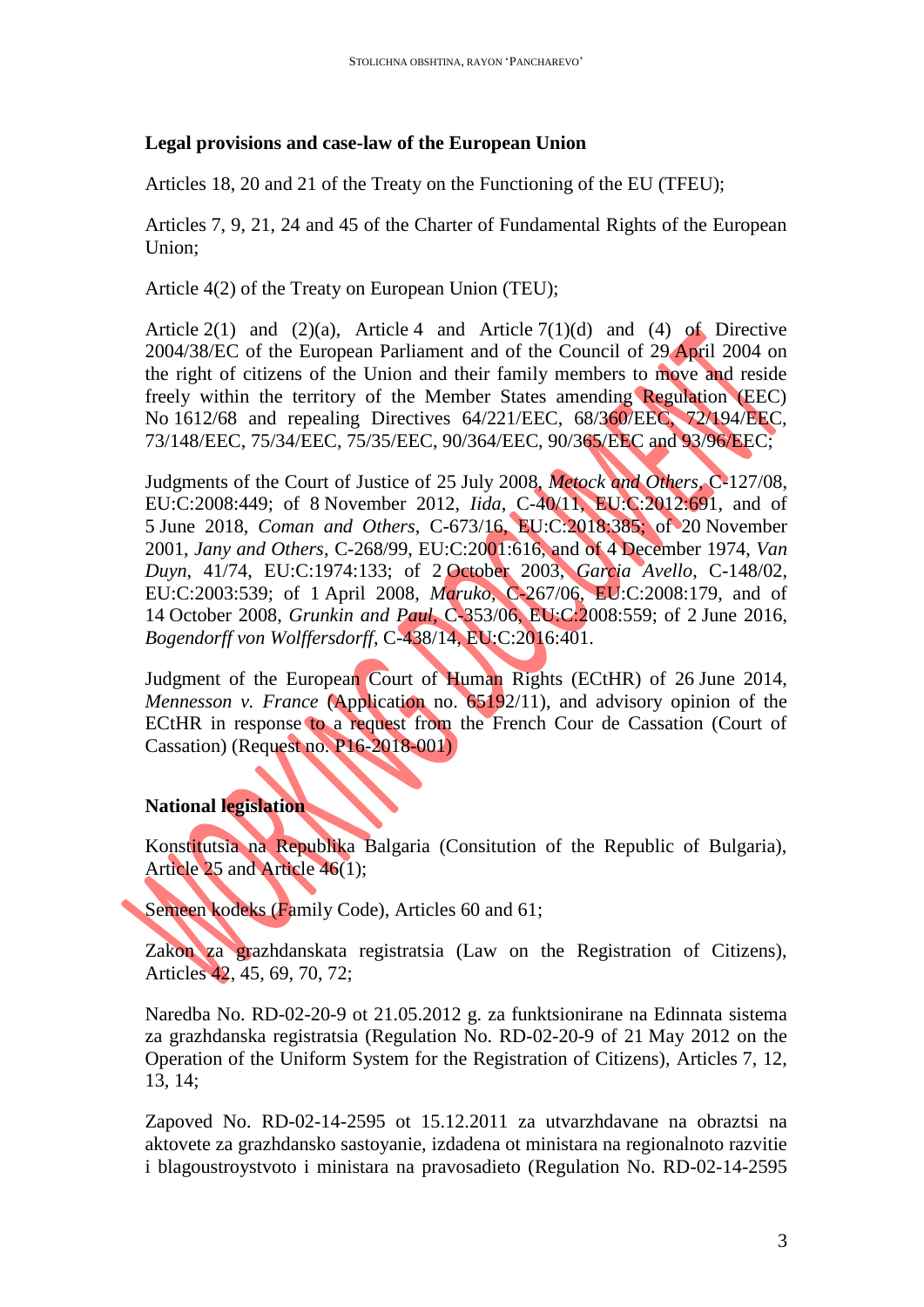**Legal provisions and case-law of the European Union**

Articles 18, 20 and 21 of the Treaty on the Functioning of the EU (TFEU);

Articles 7, 9, 21, 24 and 45 of the Charter of Fundamental Rights of the European Union;

Article 4(2) of the Treaty on European Union (TEU);

Article 2(1) and (2)(a), Article 4 and Article 7(1)(d) and (4) of Directive 2004/38/EC of the European Parliament and of the Council of 29 April 2004 on the right of citizens of the Union and their family members to move and reside freely within the territory of the Member States amending Regulation (EEC) No 1612/68 and repealing Directives 64/221/EEC, 68/360/EEC, 72/194/EEC, 73/148/EEC, 75/34/EEC, 75/35/EEC, 90/364/EEC, 90/365/EEC and 93/96/EEC;

Judgments of the Court of Justice of 25 July 2008, *Metock and Others*, C-127/08, EU:C:2008:449; of 8 November 2012, *Iida*, C-40/11, EU:C:2012:691, and of 5 June 2018, *Coman and Others*, C-673/16, EU:C:2018:385; of 20 November 2001, *Jany and Others*, C-268/99, EU:C:2001:616, and of 4 December 1974, *Van Duyn*, 41/74, EU:C:1974:133; of 2 October 2003, *Garcia Avello*, C-148/02, EU:C:2003:539; of 1 April 2008, *Maruko*, C-267/06, EU:C:2008:179, and of 14 October 2008, *Grunkin and Paul*, C-353/06, EU:C:2008:559; of 2 June 2016, *Bogendorff von Wolffersdorff*, C-438/14, EU:C:2016:401.

Judgment of the European Court of Human Rights (ECtHR) of 26 June 2014, *Mennesson v. France* (Application no. 65192/11), and advisory opinion of the ECtHR in response to a request from the French Cour de Cassation (Court of Cassation) (Request no. P16-2018-001)

**National legislation**

Konstitutsia na Republika Balgaria (Consitution of the Republic of Bulgaria), Article 25 and Article 46(1);

Semeen kodeks (Family Code), Articles 60 and 61;

Zakon za grazhdanskata registratsia (Law on the Registration of Citizens), Articles 42, 45, 69, 70, 72;

Naredba No. RD-02-20-9 ot 21.05.2012 g. za funktsionirane na Edinnata sistema za grazhdanska registratsia (Regulation No. RD-02-20-9 of 21 May 2012 on the Operation of the Uniform System for the Registration of Citizens), Articles 7, 12, 13, 14;

Zapoved No. RD-02-14-2595 ot 15.12.2011 za utvarzhdavane na obraztsi na aktovete za grazhdansko sastoyanie, izdadena ot ministara na regionalnoto razvitie i blagoustroystvoto i ministara na pravosadieto (Regulation No. RD-02-14-2595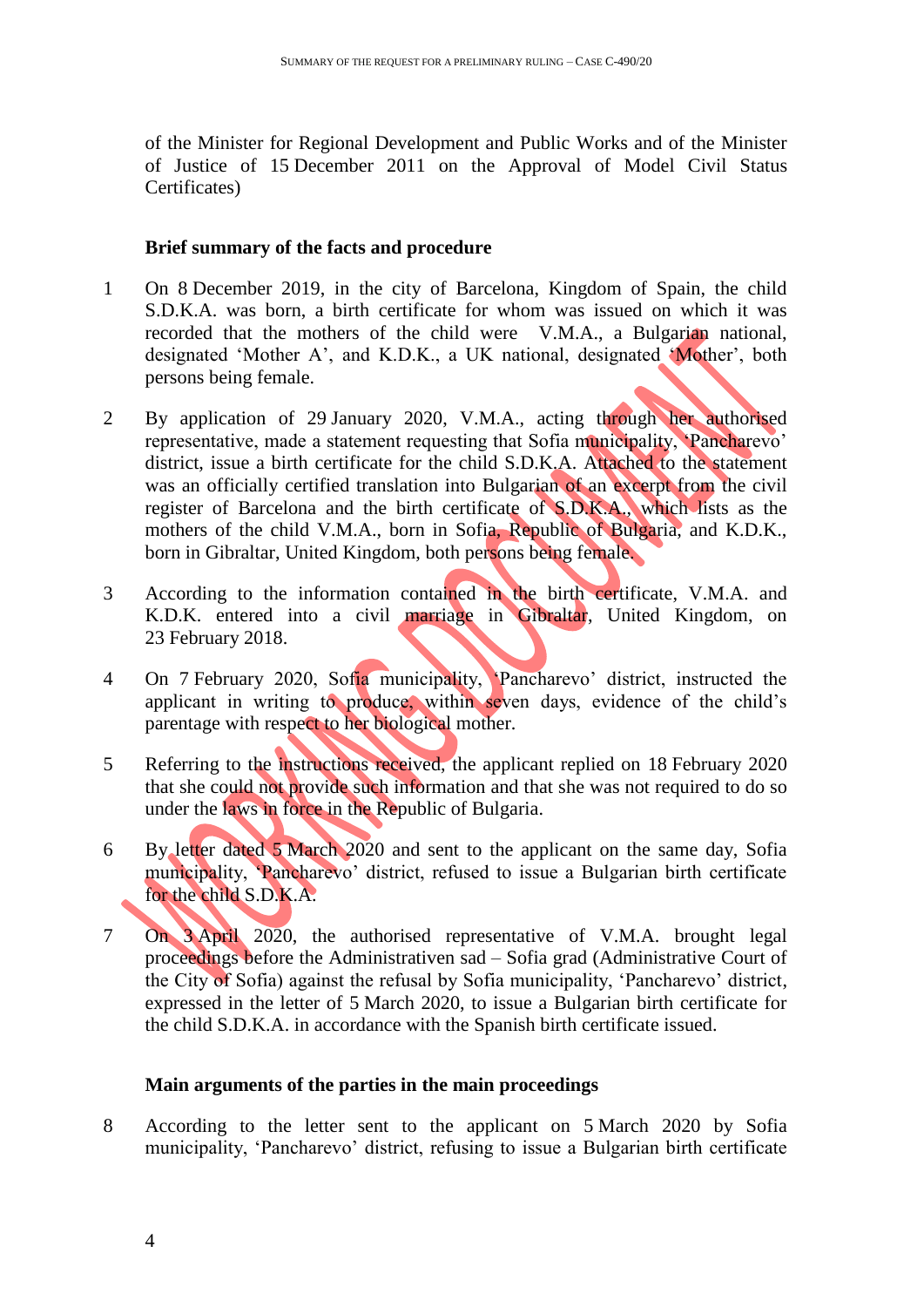of the Minister for Regional Development and Public Works and of the Minister of Justice of 15 December 2011 on the Approval of Model Civil Status Certificates)

**Brief summary of the facts and procedure**

1 On 8 December 2019, in the city of Barcelona, Kingdom of Spain, the child S.D.K.A. was born, a birth certificate for whom was issued on which it was recorded that the mothers of the child were V.M.A., a Bulgarian national, designated 'Mother A', and K.D.K., a UK national, designated 'Mother', both persons being female.

2 By application of 29 January 2020, V.M.A., acting through her authorised representative, made a statement requesting that Sofia municipality, 'Pancharevo' district, issue a birth certificate for the child S.D.K.A. Attached to the statement was an officially certified translation into Bulgarian of an excerpt from the civil register of Barcelona and the birth certificate of S.D.K.A., which lists as the mothers of the child V.M.A., born in Sofia, Republic of Bulgaria, and K.D.K., born in Gibraltar, United Kingdom, both persons being female.

3 According to the information contained in the birth certificate, V.M.A. and K.D.K. entered into a civil marriage in Gibraltar, United Kingdom, on 23 February 2018.

4 On 7 February 2020, Sofia municipality, 'Pancharevo' district, instructed the applicant in writing to produce, within seven days, evidence of the child's parentage with respect to her biological mother.

5 Referring to the instructions received, the applicant replied on 18 February 2020 that she could not provide such information and that she was not required to do so under the laws in force in the Republic of Bulgaria.

6 By letter dated 5 March 2020 and sent to the applicant on the same day, Sofia municipality, 'Pancharevo' district, refused to issue a Bulgarian birth certificate for the child S.D.K.A.

7 On 3 April 2020, the authorised representative of V.M.A. brought legal proceedings before the Administrativen sad – Sofia grad (Administrative Court of the City of Sofia) against the refusal by Sofia municipality, 'Pancharevo' district, expressed in the letter of 5 March 2020, to issue a Bulgarian birth certificate for the child S.D.K.A. in accordance with the Spanish birth certificate issued.

**Main arguments of the parties in the main proceedings**

8 According to the letter sent to the applicant on 5 March 2020 by Sofia municipality, 'Pancharevo' district, refusing to issue a Bulgarian birth certificate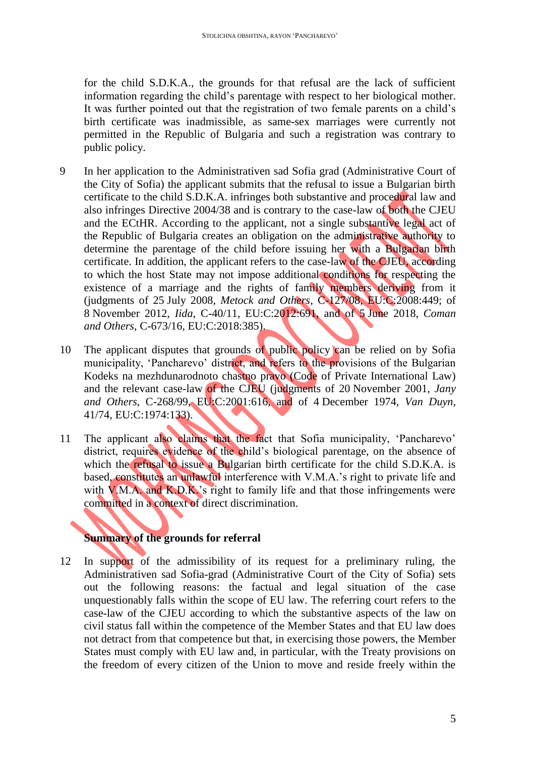for the child S.D.K.A., the grounds for that refusal are the lack of sufficient information regarding the child's parentage with respect to her biological mother. It was further pointed out that the registration of two female parents on a child's birth certificate was inadmissible, as same-sex marriages were currently not permitted in the Republic of Bulgaria and such a registration was contrary to public policy.

9 In her application to the Administrativen sad Sofia grad (Administrative Court of the City of Sofia) the applicant submits that the refusal to issue a Bulgarian birth certificate to the child S.D.K.A. infringes both substantive and procedural law and also infringes Directive 2004/38 and is contrary to the case-law of both the CJEU and the ECtHR. According to the applicant, not a single substantive legal act of the Republic of Bulgaria creates an obligation on the administrative authority to determine the parentage of the child before issuing her with a Bulgarian birth certificate. In addition, the applicant refers to the case-law of the CJEU, according to which the host State may not impose additional conditions for respecting the existence of a marriage and the rights of family members deriving from it (judgments of 25 July 2008, *Metock and Others*, C-127/08, EU:C:2008:449; of 8 November 2012, *Iida*, C-40/11, EU:C:2012:691, and of 5 June 2018, *Coman and Others*, C-673/16, EU:C:2018:385).

10 The applicant disputes that grounds of public policy can be relied on by Sofia municipality, 'Pancharevo' district, and refers to the provisions of the Bulgarian Kodeks na mezhdunarodnoto chastno pravo (Code of Private International Law) and the relevant case-law of the CJEU (judgments of 20 November 2001, *Jany and Others*, C-268/99, EU:C:2001:616, and of 4 December 1974, *Van Duyn*, 41/74, EU:C:1974:133).

11 The applicant also claims that the fact that Sofia municipality, 'Pancharevo' district, requires evidence of the child's biological parentage, on the absence of which the refusal to issue a Bulgarian birth certificate for the child S.D.K.A. is based, constitutes an unlawful interference with V.M.A.'s right to private life and with V.M.A. and K.D.K.'s right to family life and that those infringements were committed in a context of direct discrimination.

**Summary of the grounds for referral**

12 In support of the admissibility of its request for a preliminary ruling, the Administrativen sad Sofia-grad (Administrative Court of the City of Sofia) sets out the following reasons: the factual and legal situation of the case unquestionably falls within the scope of EU law. The referring court refers to the case-law of the CJEU according to which the substantive aspects of the law on civil status fall within the competence of the Member States and that EU law does not detract from that competence but that, in exercising those powers, the Member States must comply with EU law and, in particular, with the Treaty provisions on the freedom of every citizen of the Union to move and reside freely within the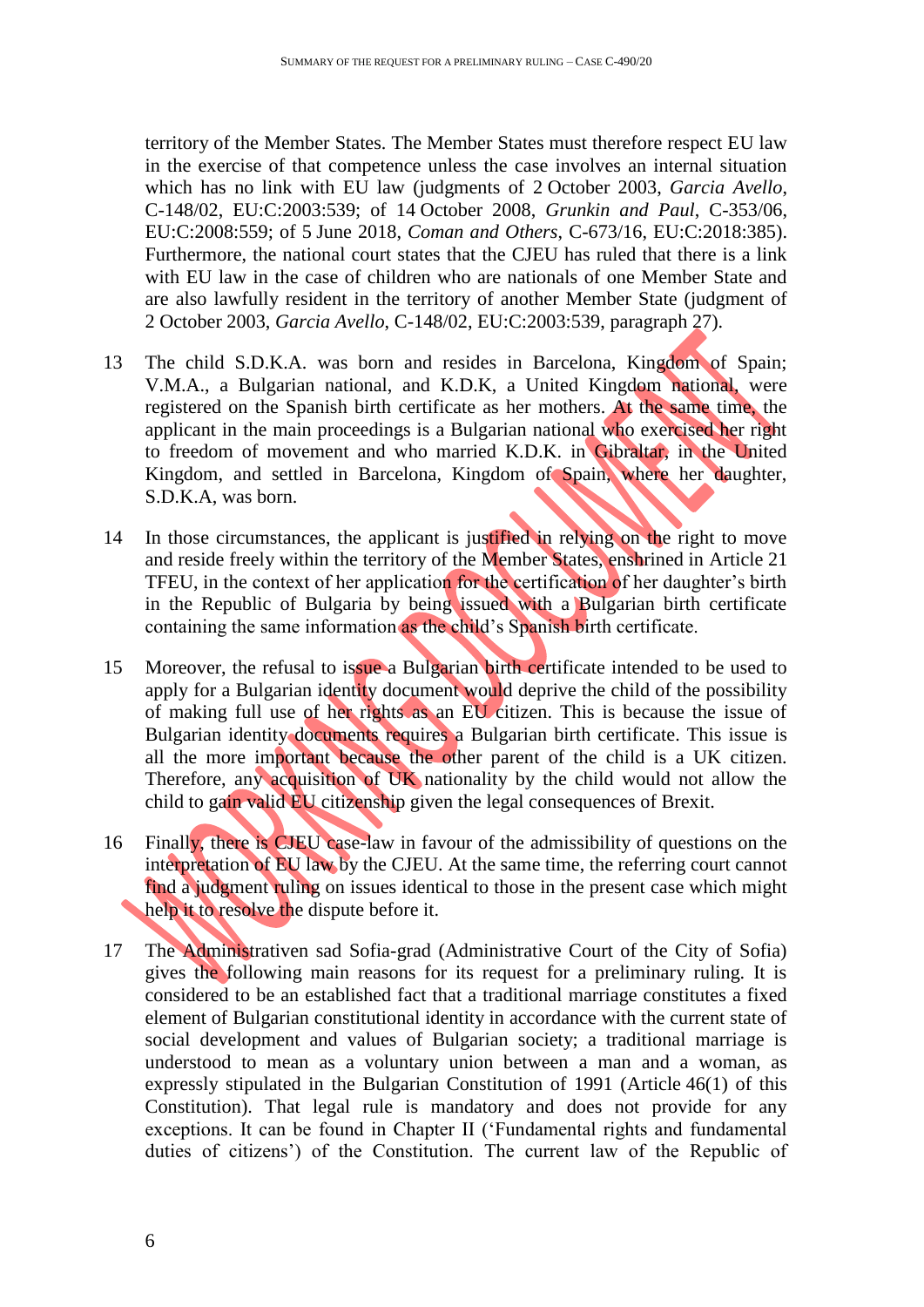territory of the Member States. The Member States must therefore respect EU law in the exercise of that competence unless the case involves an internal situation which has no link with EU law (judgments of 2 October 2003, *Garcia Avello*, C-148/02, EU:C:2003:539; of 14 October 2008, *Grunkin and Paul*, C-353/06, EU:C:2008:559; of 5 June 2018, *Coman and Others*, C-673/16, EU:C:2018:385). Furthermore, the national court states that the CJEU has ruled that there is a link with EU law in the case of children who are nationals of one Member State and are also lawfully resident in the territory of another Member State (judgment of 2 October 2003, *Garcia Avello*, C-148/02, EU:C:2003:539, paragraph 27).

13 The child S.D.K.A. was born and resides in Barcelona, Kingdom of Spain; V.M.A., a Bulgarian national, and K.D.K, a United Kingdom national, were registered on the Spanish birth certificate as her mothers. At the same time, the applicant in the main proceedings is a Bulgarian national who exercised her right to freedom of movement and who married K.D.K. in Gibraltar, in the United Kingdom, and settled in Barcelona, Kingdom of Spain, where her daughter, S.D.K.A, was born.

14 In those circumstances, the applicant is justified in relying on the right to move and reside freely within the territory of the Member States, enshrined in Article 21 TFEU, in the context of her application for the certification of her daughter's birth in the Republic of Bulgaria by being issued with a Bulgarian birth certificate containing the same information as the child's Spanish birth certificate.

15 Moreover, the refusal to issue a Bulgarian birth certificate intended to be used to apply for a Bulgarian identity document would deprive the child of the possibility of making full use of her rights as an EU citizen. This is because the issue of Bulgarian identity documents requires a Bulgarian birth certificate. This issue is all the more important because the other parent of the child is a UK citizen. Therefore, any acquisition of UK nationality by the child would not allow the child to gain valid EU citizenship given the legal consequences of Brexit.

16 Finally, there is CJEU case-law in favour of the admissibility of questions on the interpretation of EU law by the CJEU. At the same time, the referring court cannot find a judgment ruling on issues identical to those in the present case which might help it to resolve the dispute before it.

17 The Administrativen sad Sofia-grad (Administrative Court of the City of Sofia) gives the following main reasons for its request for a preliminary ruling. It is considered to be an established fact that a traditional marriage constitutes a fixed element of Bulgarian constitutional identity in accordance with the current state of social development and values of Bulgarian society; a traditional marriage is understood to mean as a voluntary union between a man and a woman, as expressly stipulated in the Bulgarian Constitution of 1991 (Article 46(1) of this Constitution). That legal rule is mandatory and does not provide for any exceptions. It can be found in Chapter II ('Fundamental rights and fundamental duties of citizens') of the Constitution. The current law of the Republic of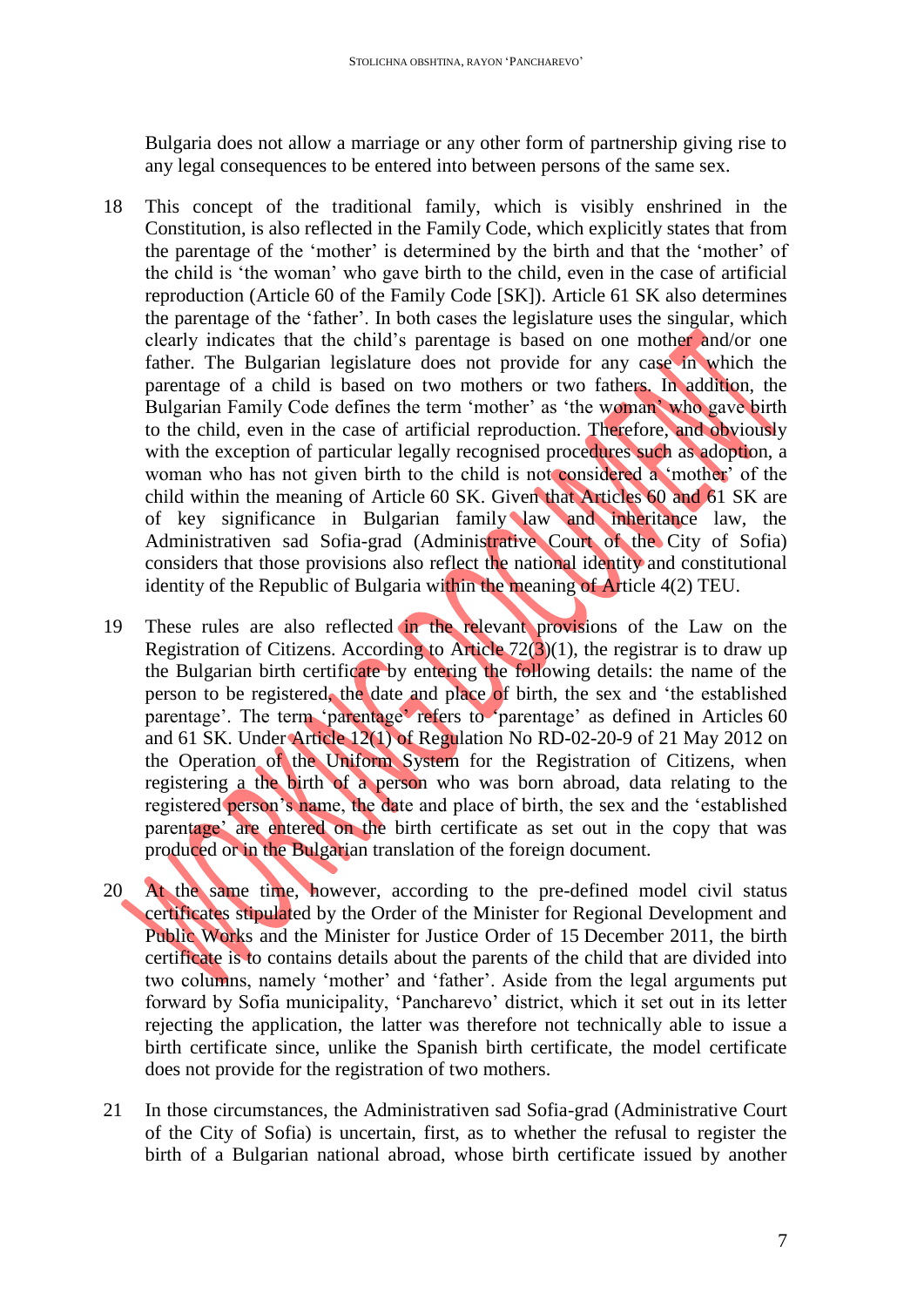Bulgaria does not allow a marriage or any other form of partnership giving rise to any legal consequences to be entered into between persons of the same sex.

18 This concept of the traditional family, which is visibly enshrined in the Constitution, is also reflected in the Family Code, which explicitly states that from the parentage of the 'mother' is determined by the birth and that the 'mother' of the child is 'the woman' who gave birth to the child, even in the case of artificial reproduction (Article 60 of the Family Code [SK]). Article 61 SK also determines the parentage of the 'father'. In both cases the legislature uses the singular, which clearly indicates that the child's parentage is based on one mother and/or one father. The Bulgarian legislature does not provide for any case in which the parentage of a child is based on two mothers or two fathers. In addition, the Bulgarian Family Code defines the term 'mother' as 'the woman' who gave birth to the child, even in the case of artificial reproduction. Therefore, and obviously with the exception of particular legally recognised procedures such as adoption, a woman who has not given birth to the child is not considered a 'mother' of the child within the meaning of Article 60 SK. Given that Articles 60 and 61 SK are of key significance in Bulgarian family law and inheritance law, the Administrativen sad Sofia-grad (Administrative Court of the City of Sofia) considers that those provisions also reflect the national identity and constitutional identity of the Republic of Bulgaria within the meaning of Article 4(2) TEU.

19 These rules are also reflected in the relevant provisions of the Law on the Registration of Citizens. According to Article 72(3)(1), the registrar is to draw up the Bulgarian birth certificate by entering the following details: the name of the person to be registered, the date and place of birth, the sex and 'the established parentage'. The term 'parentage' refers to 'parentage' as defined in Articles 60 and 61 SK. Under Article 12(1) of Regulation No RD-02-20-9 of 21 May 2012 on the Operation of the Uniform System for the Registration of Citizens, when registering a the birth of a person who was born abroad, data relating to the registered person's name, the date and place of birth, the sex and the 'established parentage' are entered on the birth certificate as set out in the copy that was produced or in the Bulgarian translation of the foreign document.

20 At the same time, however, according to the pre-defined model civil status certificates stipulated by the Order of the Minister for Regional Development and Public Works and the Minister for Justice Order of 15 December 2011, the birth certificate is to contains details about the parents of the child that are divided into two columns, namely 'mother' and 'father'. Aside from the legal arguments put forward by Sofia municipality, 'Pancharevo' district, which it set out in its letter rejecting the application, the latter was therefore not technically able to issue a birth certificate since, unlike the Spanish birth certificate, the model certificate does not provide for the registration of two mothers.

21 In those circumstances, the Administrativen sad Sofia-grad (Administrative Court of the City of Sofia) is uncertain, first, as to whether the refusal to register the birth of a Bulgarian national abroad, whose birth certificate issued by another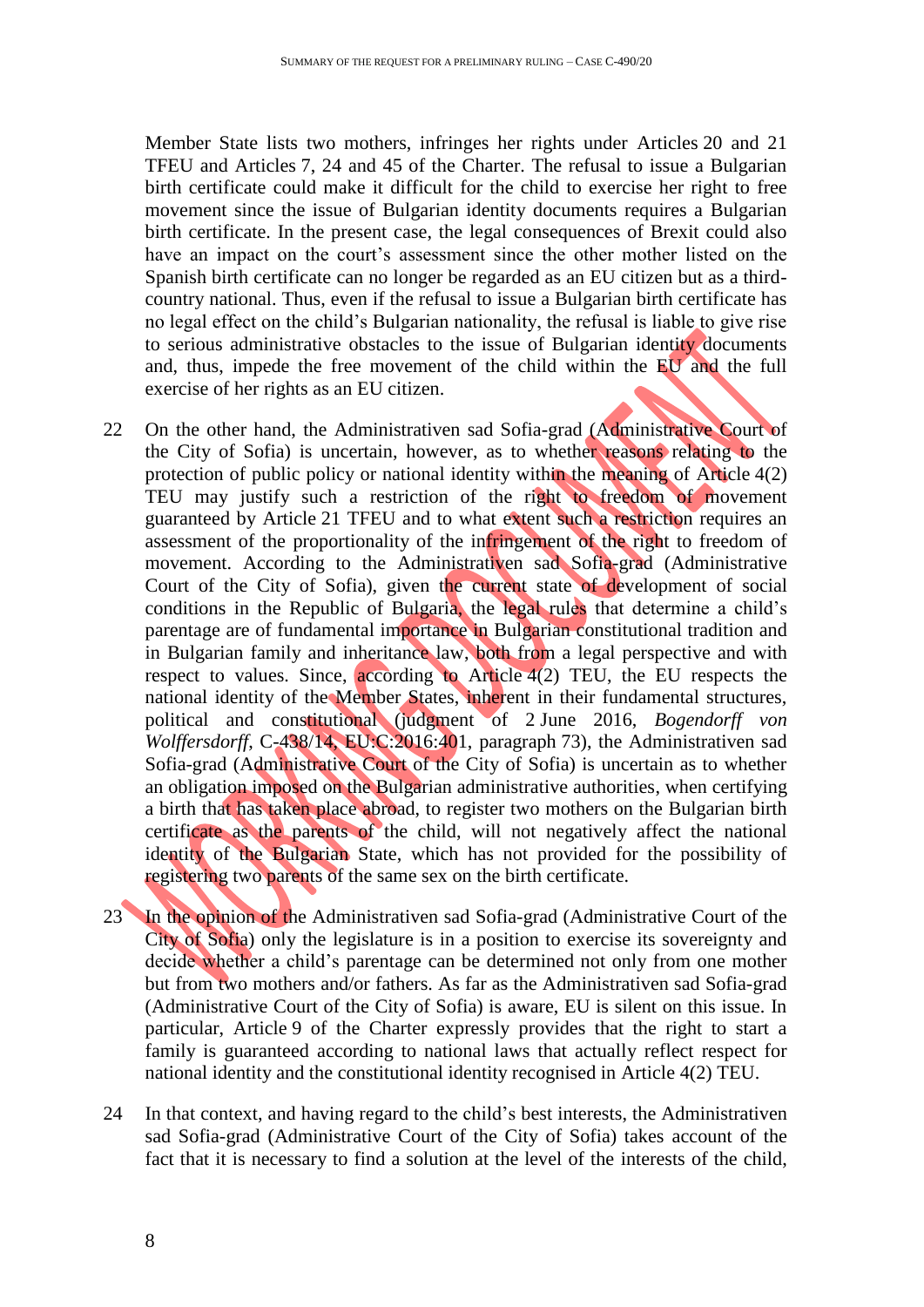Member State lists two mothers, infringes her rights under Articles 20 and 21 TFEU and Articles 7, 24 and 45 of the Charter. The refusal to issue a Bulgarian birth certificate could make it difficult for the child to exercise her right to free movement since the issue of Bulgarian identity documents requires a Bulgarian birth certificate. In the present case, the legal consequences of Brexit could also have an impact on the court's assessment since the other mother listed on the Spanish birth certificate can no longer be regarded as an EU citizen but as a third-country national. Thus, even if the refusal to issue a Bulgarian birth certificate has no legal effect on the child's Bulgarian nationality, the refusal is liable to give rise to serious administrative obstacles to the issue of Bulgarian identity documents and, thus, impede the free movement of the child within the EU and the full exercise of her rights as an EU citizen.

22 On the other hand, the Administrativen sad Sofia-grad (Administrative Court of the City of Sofia) is uncertain, however, as to whether reasons relating to the protection of public policy or national identity within the meaning of Article 4(2) TEU may justify such a restriction of the right to freedom of movement guaranteed by Article 21 TFEU and to what extent such a restriction requires an assessment of the proportionality of the infringement of the right to freedom of movement. According to the Administrativen sad Sofia-grad (Administrative Court of the City of Sofia), given the current state of development of social conditions in the Republic of Bulgaria, the legal rules that determine a child's parentage are of fundamental importance in Bulgarian constitutional tradition and in Bulgarian family and inheritance law, both from a legal perspective and with respect to values. Since, according to Article 4(2) TEU, the EU respects the national identity of the Member States, inherent in their fundamental structures, political and constitutional (judgment of 2 June 2016, *Bogendorff von Wolffersdorff*, C-438/14, EU:C:2016:401, paragraph 73), the Administrativen sad Sofia-grad (Administrative Court of the City of Sofia) is uncertain as to whether an obligation imposed on the Bulgarian administrative authorities, when certifying a birth that has taken place abroad, to register two mothers on the Bulgarian birth certificate as the parents of the child, will not negatively affect the national identity of the Bulgarian State, which has not provided for the possibility of registering two parents of the same sex on the birth certificate.

23 In the opinion of the Administrativen sad Sofia-grad (Administrative Court of the City of Sofia) only the legislature is in a position to exercise its sovereignty and decide whether a child's parentage can be determined not only from one mother but from two mothers and/or fathers. As far as the Administrativen sad Sofia-grad (Administrative Court of the City of Sofia) is aware, EU is silent on this issue. In particular, Article 9 of the Charter expressly provides that the right to start a family is guaranteed according to national laws that actually reflect respect for national identity and the constitutional identity recognised in Article 4(2) TEU.

24 In that context, and having regard to the child's best interests, the Administrativen sad Sofia-grad (Administrative Court of the City of Sofia) takes account of the fact that it is necessary to find a solution at the level of the interests of the child,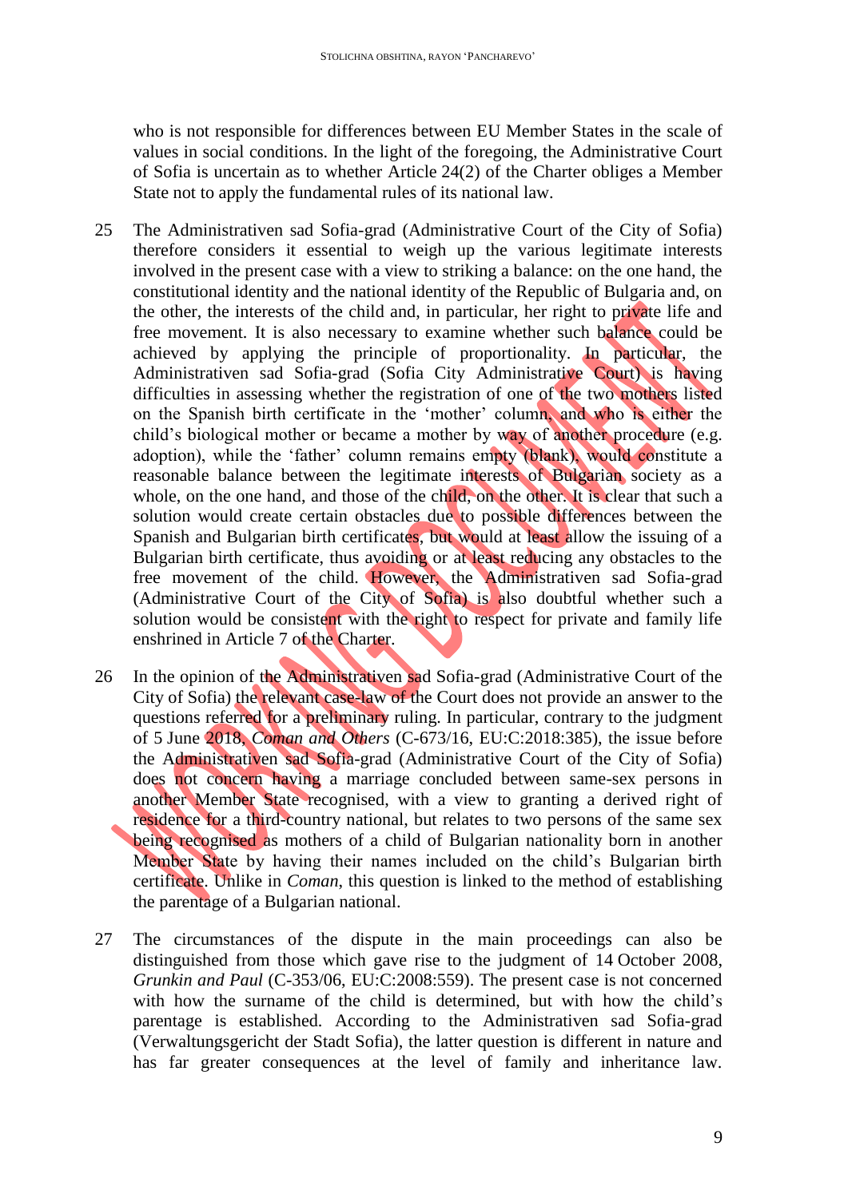who is not responsible for differences between EU Member States in the scale of values in social conditions. In the light of the foregoing, the Administrative Court of Sofia is uncertain as to whether Article 24(2) of the Charter obliges a Member State not to apply the fundamental rules of its national law.

25 The Administrativen sad Sofia-grad (Administrative Court of the City of Sofia) therefore considers it essential to weigh up the various legitimate interests involved in the present case with a view to striking a balance: on the one hand, the constitutional identity and the national identity of the Republic of Bulgaria and, on the other, the interests of the child and, in particular, her right to private life and free movement. It is also necessary to examine whether such balance could be achieved by applying the principle of proportionality. In particular, the Administrativen sad Sofia-grad (Sofia City Administrative Court) is having difficulties in assessing whether the registration of one of the two mothers listed on the Spanish birth certificate in the 'mother' column, and who is either the child's biological mother or became a mother by way of another procedure (e.g. adoption), while the 'father' column remains empty (blank), would constitute a reasonable balance between the legitimate interests of Bulgarian society as a whole, on the one hand, and those of the child, on the other. It is clear that such a solution would create certain obstacles due to possible differences between the Spanish and Bulgarian birth certificates, but would at least allow the issuing of a Bulgarian birth certificate, thus avoiding or at least reducing any obstacles to the free movement of the child. However, the Administrativen sad Sofia-grad (Administrative Court of the City of Sofia) is also doubtful whether such a solution would be consistent with the right to respect for private and family life enshrined in Article 7 of the Charter.

26 In the opinion of the Administrativen sad Sofia-grad (Administrative Court of the City of Sofia) the relevant case-law of the Court does not provide an answer to the questions referred for a preliminary ruling. In particular, contrary to the judgment of 5 June 2018, *Coman and Others* (C-673/16, EU:C:2018:385), the issue before the Administrativen sad Sofia-grad (Administrative Court of the City of Sofia) does not concern having a marriage concluded between same-sex persons in another Member State recognised, with a view to granting a derived right of residence for a third-country national, but relates to two persons of the same sex being recognised as mothers of a child of Bulgarian nationality born in another Member State by having their names included on the child's Bulgarian birth certificate. Unlike in *Coman*, this question is linked to the method of establishing the parentage of a Bulgarian national.

27 The circumstances of the dispute in the main proceedings can also be distinguished from those which gave rise to the judgment of 14 October 2008, *Grunkin and Paul* (C-353/06, EU:C:2008:559). The present case is not concerned with how the surname of the child is determined, but with how the child's parentage is established. According to the Administrativen sad Sofia-grad (Verwaltungsgericht der Stadt Sofia), the latter question is different in nature and has far greater consequences at the level of family and inheritance law.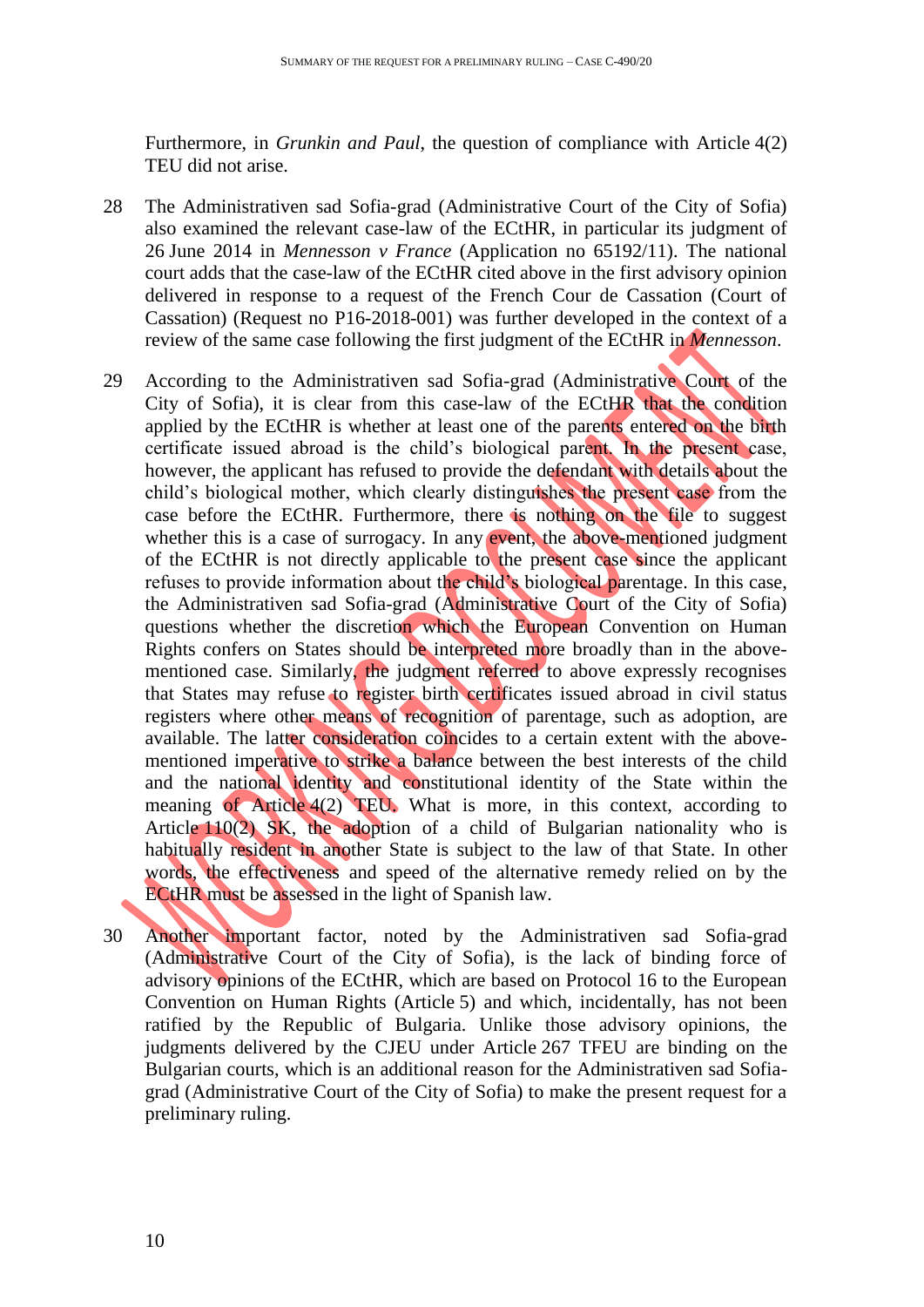Furthermore, in *Grunkin and Paul*, the question of compliance with Article 4(2) TEU did not arise.

28 The Administrativen sad Sofia-grad (Administrative Court of the City of Sofia) also examined the relevant case-law of the ECtHR, in particular its judgment of 26 June 2014 in *Mennesson v France* (Application no 65192/11). The national court adds that the case-law of the ECtHR cited above in the first advisory opinion delivered in response to a request of the French Cour de Cassation (Court of Cassation) (Request no P16-2018-001) was further developed in the context of a review of the same case following the first judgment of the ECtHR in *Mennesson*.

29 According to the Administrativen sad Sofia-grad (Administrative Court of the City of Sofia), it is clear from this case-law of the ECtHR that the condition applied by the ECtHR is whether at least one of the parents entered on the birth certificate issued abroad is the child's biological parent. In the present case, however, the applicant has refused to provide the defendant with details about the child's biological mother, which clearly distinguishes the present case from the case before the ECtHR. Furthermore, there is nothing on the file to suggest whether this is a case of surrogacy. In any event, the above-mentioned judgment of the ECtHR is not directly applicable to the present case since the applicant refuses to provide information about the child's biological parentage. In this case, the Administrativen sad Sofia-grad (Administrative Court of the City of Sofia) questions whether the discretion which the European Convention on Human Rights confers on States should be interpreted more broadly than in the above-mentioned case. Similarly, the judgment referred to above expressly recognises that States may refuse to register birth certificates issued abroad in civil status registers where other means of recognition of parentage, such as adoption, are available. The latter consideration coincides to a certain extent with the above-mentioned imperative to strike a balance between the best interests of the child and the national identity and constitutional identity of the State within the meaning of Article 4(2) TEU. What is more, in this context, according to Article 110(2) SK, the adoption of a child of Bulgarian nationality who is habitually resident in another State is subject to the law of that State. In other words, the effectiveness and speed of the alternative remedy relied on by the ECtHR must be assessed in the light of Spanish law.

30 Another important factor, noted by the Administrativen sad Sofia-grad (Administrative Court of the City of Sofia), is the lack of binding force of advisory opinions of the ECtHR, which are based on Protocol 16 to the European Convention on Human Rights (Article 5) and which, incidentally, has not been ratified by the Republic of Bulgaria. Unlike those advisory opinions, the judgments delivered by the CJEU under Article 267 TFEU are binding on the Bulgarian courts, which is an additional reason for the Administrativen sad Sofia-grad (Administrative Court of the City of Sofia) to make the present request for a preliminary ruling.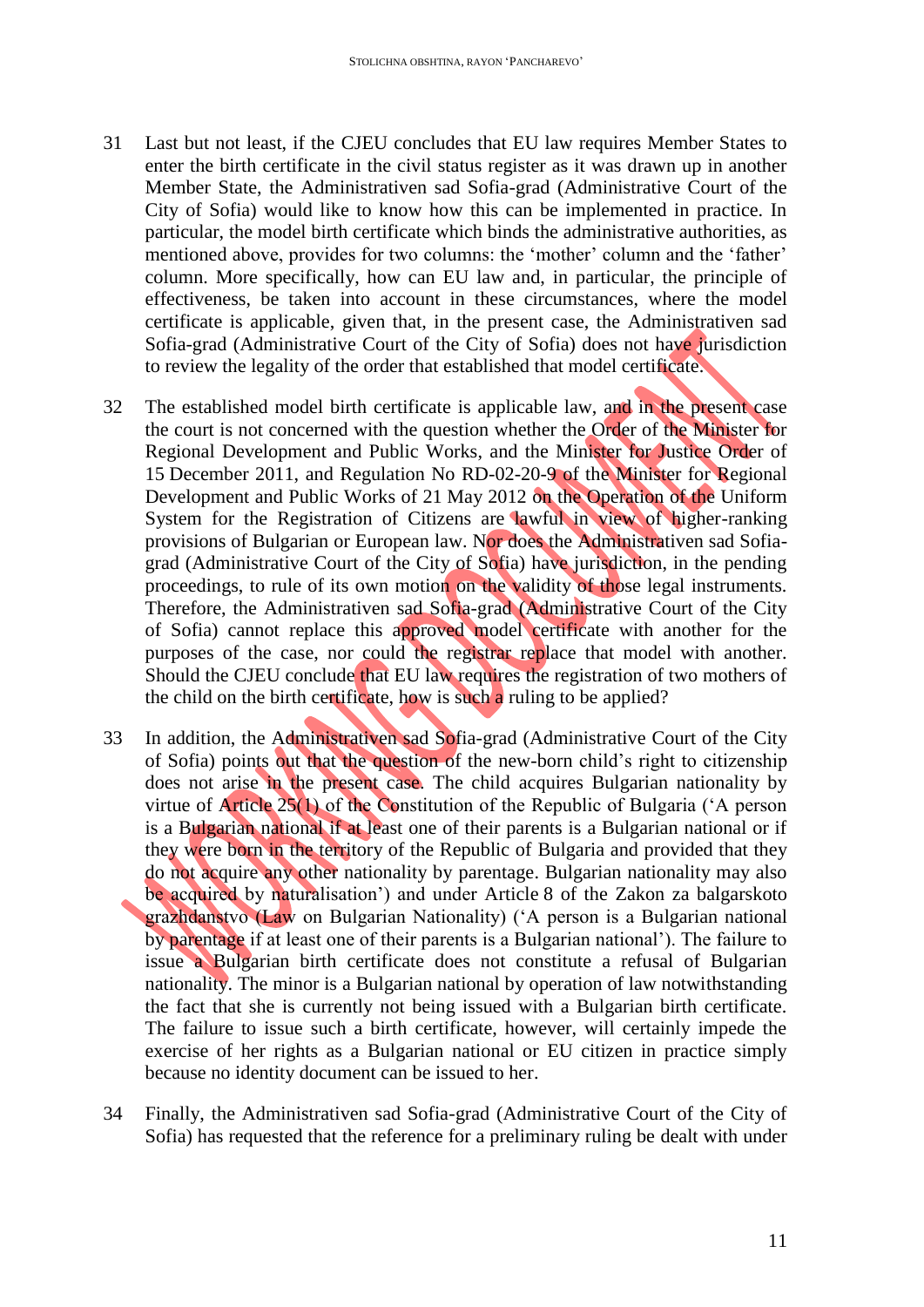31 Last but not least, if the CJEU concludes that EU law requires Member States to enter the birth certificate in the civil status register as it was drawn up in another Member State, the Administrativen sad Sofia-grad (Administrative Court of the City of Sofia) would like to know how this can be implemented in practice. In particular, the model birth certificate which binds the administrative authorities, as mentioned above, provides for two columns: the 'mother' column and the 'father' column. More specifically, how can EU law and, in particular, the principle of effectiveness, be taken into account in these circumstances, where the model certificate is applicable, given that, in the present case, the Administrativen sad Sofia-grad (Administrative Court of the City of Sofia) does not have jurisdiction to review the legality of the order that established that model certificate.

32 The established model birth certificate is applicable law, and in the present case the court is not concerned with the question whether the Order of the Minister for Regional Development and Public Works, and the Minister for Justice Order of 15 December 2011, and Regulation No RD-02-20-9 of the Minister for Regional Development and Public Works of 21 May 2012 on the Operation of the Uniform System for the Registration of Citizens are lawful in view of higher-ranking provisions of Bulgarian or European law. Nor does the Administrativen sad Sofia-grad (Administrative Court of the City of Sofia) have jurisdiction, in the pending proceedings, to rule of its own motion on the validity of those legal instruments. Therefore, the Administrativen sad Sofia-grad (Administrative Court of the City of Sofia) cannot replace this approved model certificate with another for the purposes of the case, nor could the registrar replace that model with another. Should the CJEU conclude that EU law requires the registration of two mothers of the child on the birth certificate, how is such a ruling to be applied?

33 In addition, the Administrativen sad Sofia-grad (Administrative Court of the City of Sofia) points out that the question of the new-born child's right to citizenship does not arise in the present case. The child acquires Bulgarian nationality by virtue of Article 25(1) of the Constitution of the Republic of Bulgaria ('A person is a Bulgarian national if at least one of their parents is a Bulgarian national or if they were born in the territory of the Republic of Bulgaria and provided that they do not acquire any other nationality by parentage. Bulgarian nationality may also be acquired by naturalisation') and under Article 8 of the Zakon za balgarskoto grazhdanstvo (Law on Bulgarian Nationality) ('A person is a Bulgarian national by parentage if at least one of their parents is a Bulgarian national'). The failure to issue a Bulgarian birth certificate does not constitute a refusal of Bulgarian nationality. The minor is a Bulgarian national by operation of law notwithstanding the fact that she is currently not being issued with a Bulgarian birth certificate. The failure to issue such a birth certificate, however, will certainly impede the exercise of her rights as a Bulgarian national or EU citizen in practice simply because no identity document can be issued to her.

34 Finally, the Administrativen sad Sofia-grad (Administrative Court of the City of Sofia) has requested that the reference for a preliminary ruling be dealt with under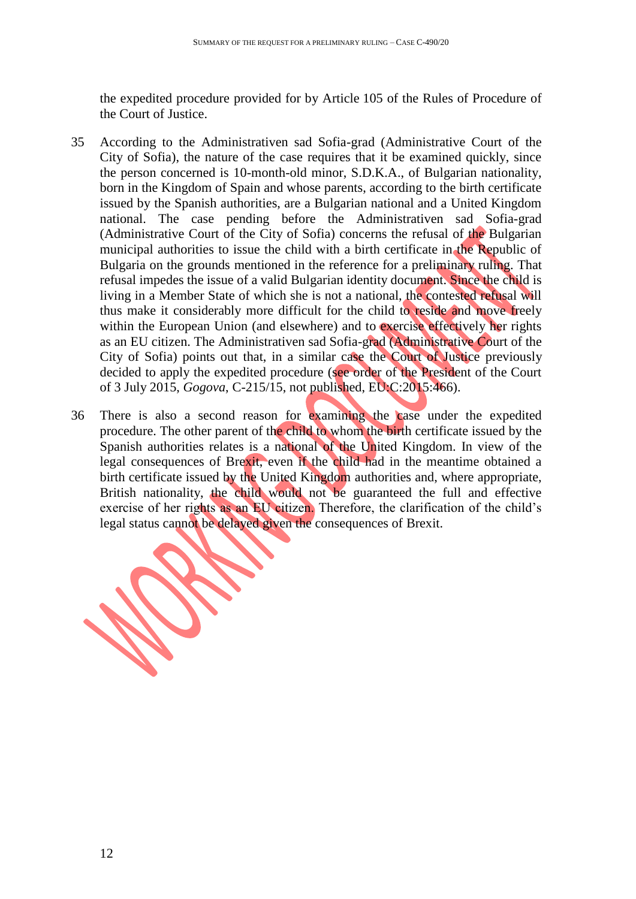the expedited procedure provided for by Article 105 of the Rules of Procedure of the Court of Justice.

35 According to the Administrativen sad Sofia-grad (Administrative Court of the City of Sofia), the nature of the case requires that it be examined quickly, since the person concerned is 10-month-old minor, S.D.K.A., of Bulgarian nationality, born in the Kingdom of Spain and whose parents, according to the birth certificate issued by the Spanish authorities, are a Bulgarian national and a United Kingdom national. The case pending before the Administrativen sad Sofia-grad (Administrative Court of the City of Sofia) concerns the refusal of the Bulgarian municipal authorities to issue the child with a birth certificate in the Republic of Bulgaria on the grounds mentioned in the reference for a preliminary ruling. That refusal impedes the issue of a valid Bulgarian identity document. Since the child is living in a Member State of which she is not a national, the contested refusal will thus make it considerably more difficult for the child to reside and move freely within the European Union (and elsewhere) and to exercise effectively her rights as an EU citizen. The Administrativen sad Sofia-grad (Administrative Court of the City of Sofia) points out that, in a similar case the Court of Justice previously decided to apply the expedited procedure (see order of the President of the Court of 3 July 2015, *Gogova*, C-215/15, not published, EU:C:2015:466).

36 There is also a second reason for examining the case under the expedited procedure. The other parent of the child to whom the birth certificate issued by the Spanish authorities relates is a national of the United Kingdom. In view of the legal consequences of Brexit, even if the child had in the meantime obtained a birth certificate issued by the United Kingdom authorities and, where appropriate, British nationality, the child would not be guaranteed the full and effective exercise of her rights as an EU citizen. Therefore, the clarification of the child's legal status cannot be delayed given the consequences of Brexit.